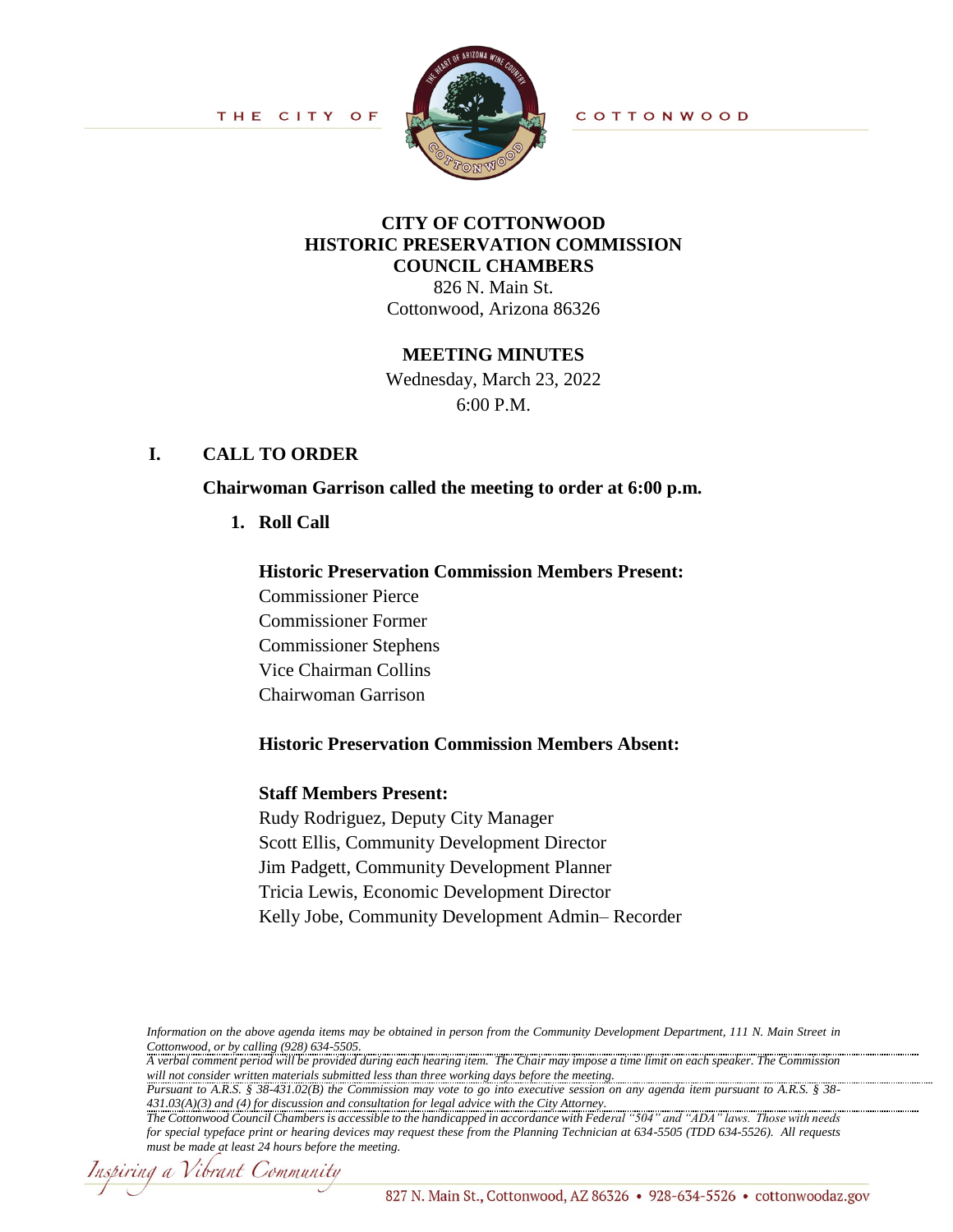THE CITY OF COTTONWOOD

# CITY OF COTTONWOOD
# HISTORIC PRESERVATION COMMISSION
# COUNCIL CHAMBERS

826 N. Main St.
Cottonwood, Arizona 86326

## MEETING MINUTES

Wednesday, March 23, 2022
6:00 P.M.

## I. CALL TO ORDER

**Chairwoman Garrison called the meeting to order at 6:00 p.m.**

1. **Roll Call**

   **Historic Preservation Commission Members Present:**
   Commissioner Pierce
   Commissioner Former
   Commissioner Stephens
   Vice Chairman Collins
   Chairwoman Garrison

   **Historic Preservation Commission Members Absent:**

   **Staff Members Present:**
   Rudy Rodriguez, Deputy City Manager
   Scott Ellis, Community Development Director
   Jim Padgett, Community Development Planner
   Tricia Lewis, Economic Development Director
   Kelly Jobe, Community Development Admin– Recorder

*Information on the above agenda items may be obtained in person from the Community Development Department, 111 N. Main Street in Cottonwood, or by calling (928) 634-5505.*
*A verbal comment period will be provided during each hearing item. The Chair may impose a time limit on each speaker. The Commission will not consider written materials submitted less than three working days before the meeting.*
*Pursuant to A.R.S. § 38-431.02(B) the Commission may vote to go into executive session on any agenda item pursuant to A.R.S. § 38-431.03(A)(3) and (4) for discussion and consultation for legal advice with the City Attorney.*
*The Cottonwood Council Chambers is accessible to the handicapped in accordance with Federal "504" and "ADA" laws. Those with needs for special typeface print or hearing devices may request these from the Planning Technician at 634-5505 (TDD 634-5526). All requests must be made at least 24 hours before the meeting.*

Inspiring a Vibrant Community

827 N. Main St., Cottonwood, AZ 86326 • 928-634-5526 • cottonwoodaz.gov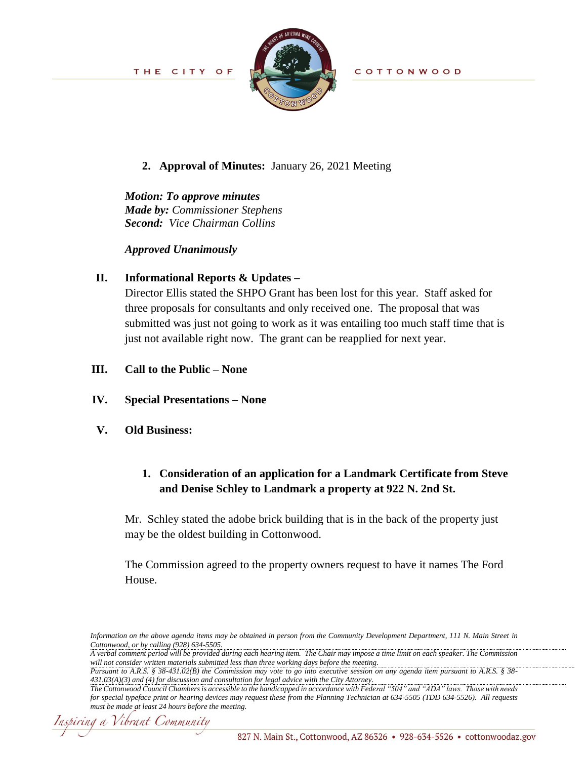2. **Approval of Minutes:** January 26, 2021 Meeting

***Motion: To approve minutes***
***Made by:*** *Commissioner Stephens*
***Second:*** *Vice Chairman Collins*

***Approved Unanimously***

## II. Informational Reports & Updates –

Director Ellis stated the SHPO Grant has been lost for this year. Staff asked for three proposals for consultants and only received one. The proposal that was submitted was just not going to work as it was entailing too much staff time that is just not available right now. The grant can be reapplied for next year.

## III. Call to the Public – None

## IV. Special Presentations – None

## V. Old Business:

1. **Consideration of an application for a Landmark Certificate from Steve and Denise Schley to Landmark a property at 922 N. 2nd St.**

Mr. Schley stated the adobe brick building that is in the back of the property just may be the oldest building in Cottonwood.

The Commission agreed to the property owners request to have it names The Ford House.

*Information on the above agenda items may be obtained in person from the Community Development Department, 111 N. Main Street in Cottonwood, or by calling (928) 634-5505.*
*A verbal comment period will be provided during each hearing item. The Chair may impose a time limit on each speaker. The Commission will not consider written materials submitted less than three working days before the meeting.*
*Pursuant to A.R.S. § 38-431.02(B) the Commission may vote to go into executive session on any agenda item pursuant to A.R.S. § 38-431.03(A)(3) and (4) for discussion and consultation for legal advice with the City Attorney.*
*The Cottonwood Council Chambers is accessible to the handicapped in accordance with Federal "504" and "ADA" laws. Those with needs for special typeface print or hearing devices may request these from the Planning Technician at 634-5505 (TDD 634-5526). All requests must be made at least 24 hours before the meeting.*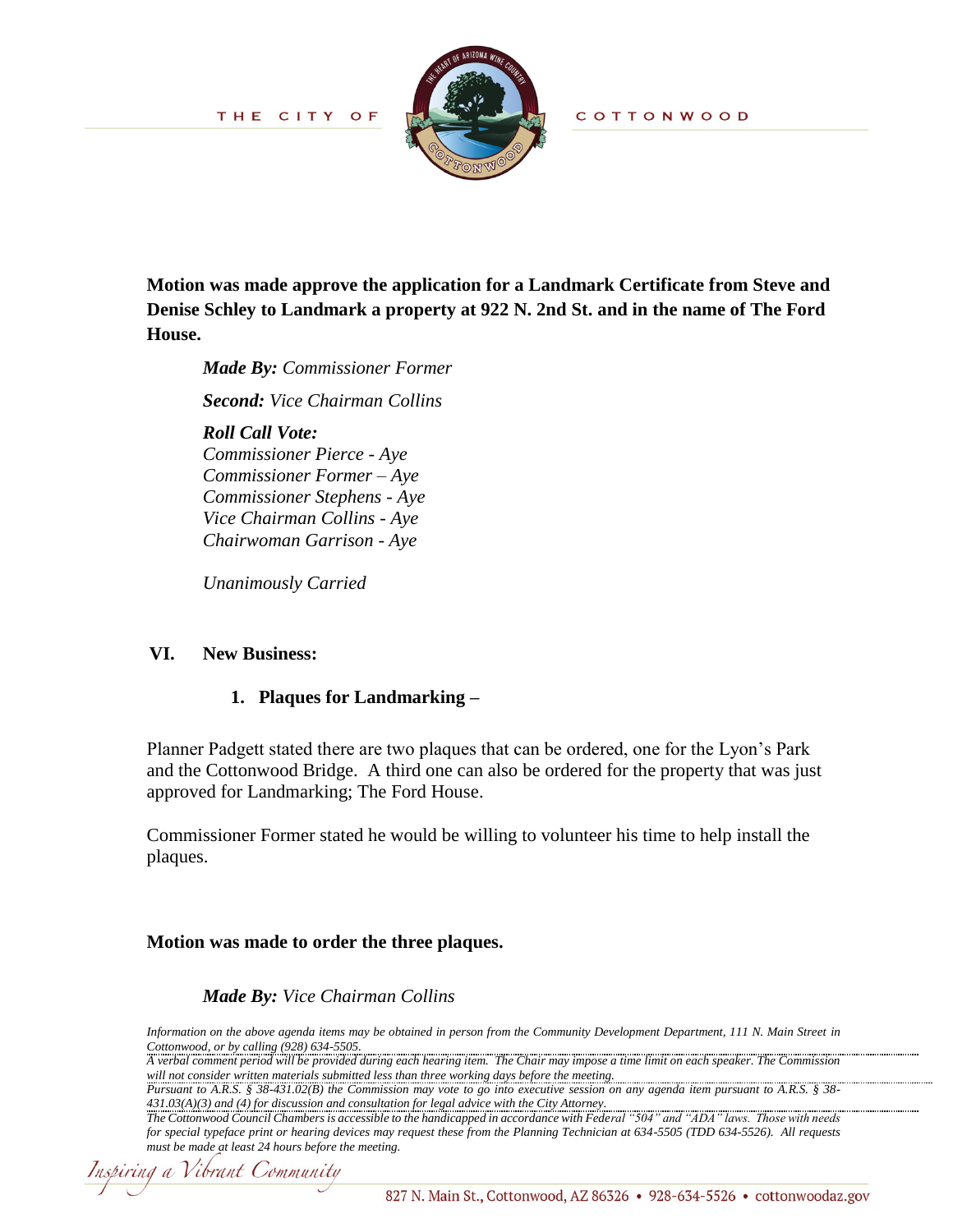**Motion was made approve the application for a Landmark Certificate from Steve and Denise Schley to Landmark a property at 922 N. 2nd St. and in the name of The Ford House.**

*Made By:* *Commissioner Former*

*Second:* *Vice Chairman Collins*

***Roll Call Vote:***
*Commissioner Pierce - Aye*
*Commissioner Former – Aye*
*Commissioner Stephens - Aye*
*Vice Chairman Collins - Aye*
*Chairwoman Garrison - Aye*

*Unanimously Carried*

## VI. New Business:

### 1. Plaques for Landmarking –

Planner Padgett stated there are two plaques that can be ordered, one for the Lyon's Park and the Cottonwood Bridge. A third one can also be ordered for the property that was just approved for Landmarking; The Ford House.

Commissioner Former stated he would be willing to volunteer his time to help install the plaques.

**Motion was made to order the three plaques.**

***Made By:*** *Vice Chairman Collins*

*Information on the above agenda items may be obtained in person from the Community Development Department, 111 N. Main Street in Cottonwood, or by calling (928) 634-5505.*
*A verbal comment period will be provided during each hearing item. The Chair may impose a time limit on each speaker. The Commission will not consider written materials submitted less than three working days before the meeting.*
*Pursuant to A.R.S. § 38-431.02(B) the Commission may vote to go into executive session on any agenda item pursuant to A.R.S. § 38-431.03(A)(3) and (4) for discussion and consultation for legal advice with the City Attorney.*
*The Cottonwood Council Chambers is accessible to the handicapped in accordance with Federal "504" and "ADA" laws. Those with needs for special typeface print or hearing devices may request these from the Planning Technician at 634-5505 (TDD 634-5526). All requests must be made at least 24 hours before the meeting.*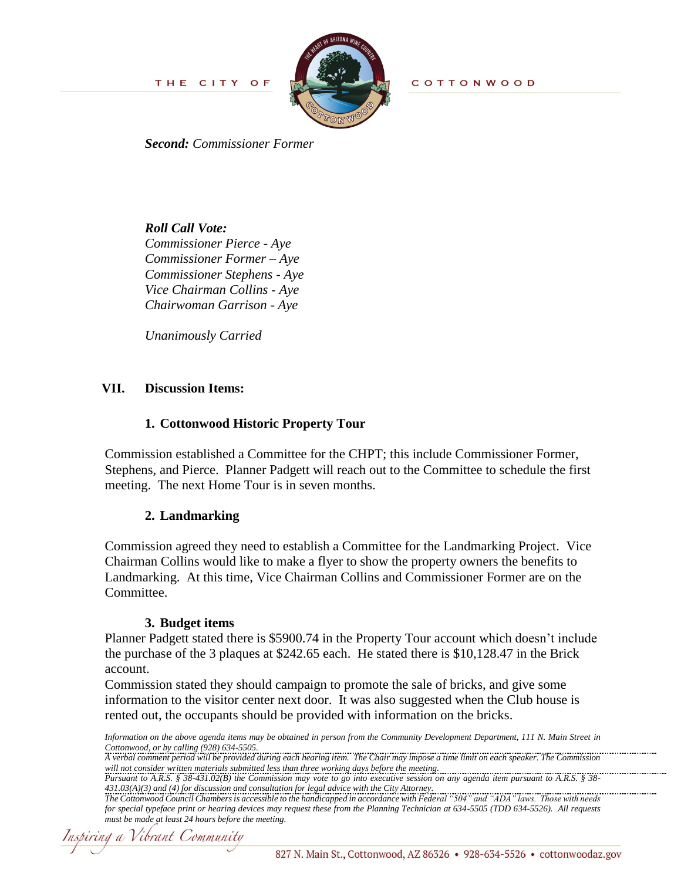***Second:*** *Commissioner Former*

***Roll Call Vote:***
*Commissioner Pierce - Aye*
*Commissioner Former – Aye*
*Commissioner Stephens - Aye*
*Vice Chairman Collins - Aye*
*Chairwoman Garrison - Aye*

*Unanimously Carried*

## VII. Discussion Items:

### 1. Cottonwood Historic Property Tour

Commission established a Committee for the CHPT; this include Commissioner Former, Stephens, and Pierce. Planner Padgett will reach out to the Committee to schedule the first meeting. The next Home Tour is in seven months.

### 2. Landmarking

Commission agreed they need to establish a Committee for the Landmarking Project. Vice Chairman Collins would like to make a flyer to show the property owners the benefits to Landmarking. At this time, Vice Chairman Collins and Commissioner Former are on the Committee.

### 3. Budget items

Planner Padgett stated there is $5900.74 in the Property Tour account which doesn't include the purchase of the 3 plaques at $242.65 each. He stated there is $10,128.47 in the Brick account.
Commission stated they should campaign to promote the sale of bricks, and give some information to the visitor center next door. It was also suggested when the Club house is rented out, the occupants should be provided with information on the bricks.

*Information on the above agenda items may be obtained in person from the Community Development Department, 111 N. Main Street in Cottonwood, or by calling (928) 634-5505.*
*A verbal comment period will be provided during each hearing item. The Chair may impose a time limit on each speaker. The Commission will not consider written materials submitted less than three working days before the meeting.*
*Pursuant to A.R.S. § 38-431.02(B) the Commission may vote to go into executive session on any agenda item pursuant to A.R.S. § 38-431.03(A)(3) and (4) for discussion and consultation for legal advice with the City Attorney.*
*The Cottonwood Council Chambers is accessible to the handicapped in accordance with Federal "504" and "ADA" laws. Those with needs for special typeface print or hearing devices may request these from the Planning Technician at 634-5505 (TDD 634-5526). All requests must be made at least 24 hours before the meeting.*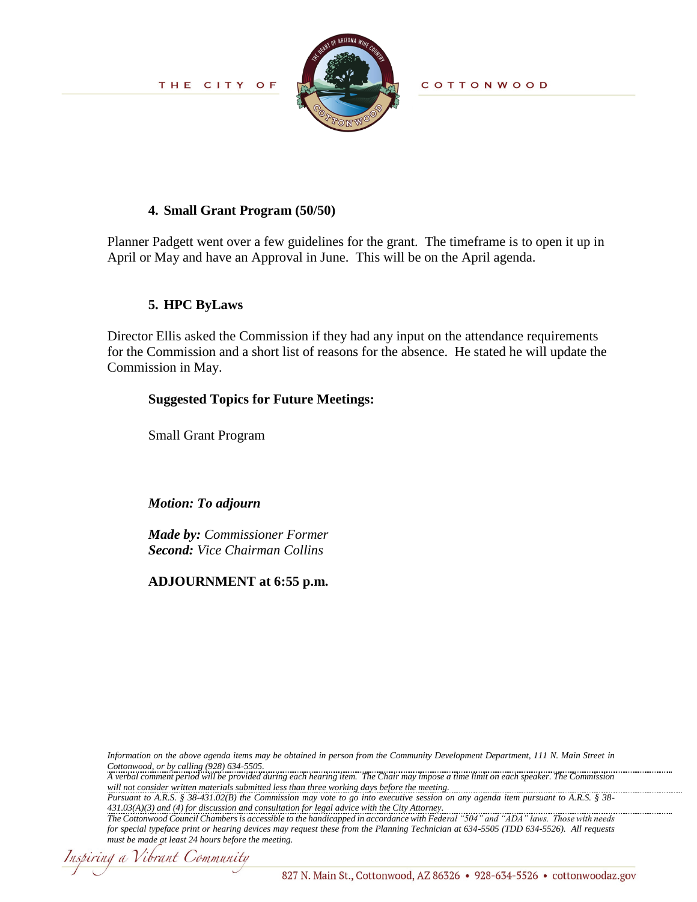**4. Small Grant Program (50/50)**

Planner Padgett went over a few guidelines for the grant. The timeframe is to open it up in April or May and have an Approval in June. This will be on the April agenda.

**5. HPC ByLaws**

Director Ellis asked the Commission if they had any input on the attendance requirements for the Commission and a short list of reasons for the absence. He stated he will update the Commission in May.

**Suggested Topics for Future Meetings:**

Small Grant Program

***Motion: To adjourn***

***Made by:*** *Commissioner Former*
***Second:*** *Vice Chairman Collins*

**ADJOURNMENT at 6:55 p.m.**

*Information on the above agenda items may be obtained in person from the Community Development Department, 111 N. Main Street in Cottonwood, or by calling (928) 634-5505.*
*A verbal comment period will be provided during each hearing item. The Chair may impose a time limit on each speaker. The Commission will not consider written materials submitted less than three working days before the meeting.*
*Pursuant to A.R.S. § 38-431.02(B) the Commission may vote to go into executive session on any agenda item pursuant to A.R.S. § 38-431.03(A)(3) and (4) for discussion and consultation for legal advice with the City Attorney.*
*The Cottonwood Council Chambers is accessible to the handicapped in accordance with Federal "504" and "ADA" laws. Those with needs for special typeface print or hearing devices may request these from the Planning Technician at 634-5505 (TDD 634-5526). All requests must be made at least 24 hours before the meeting.*